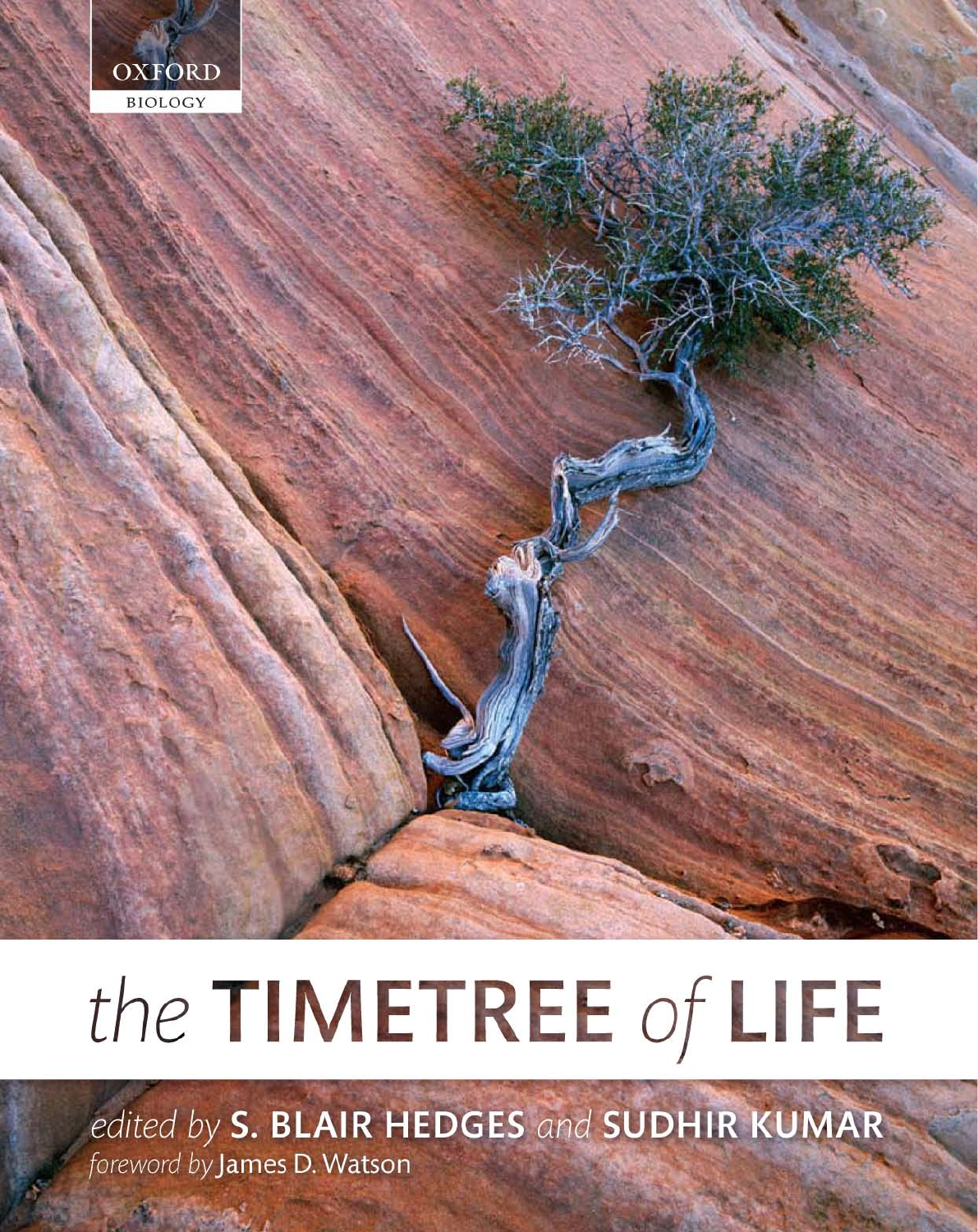OXFORD

BIOLOGY

# the TIMETREE of LIFE

*edited by* **S. BLAIR HEDGES** *and* **SUDHIR KUMAR**

*foreword by* James D. Watson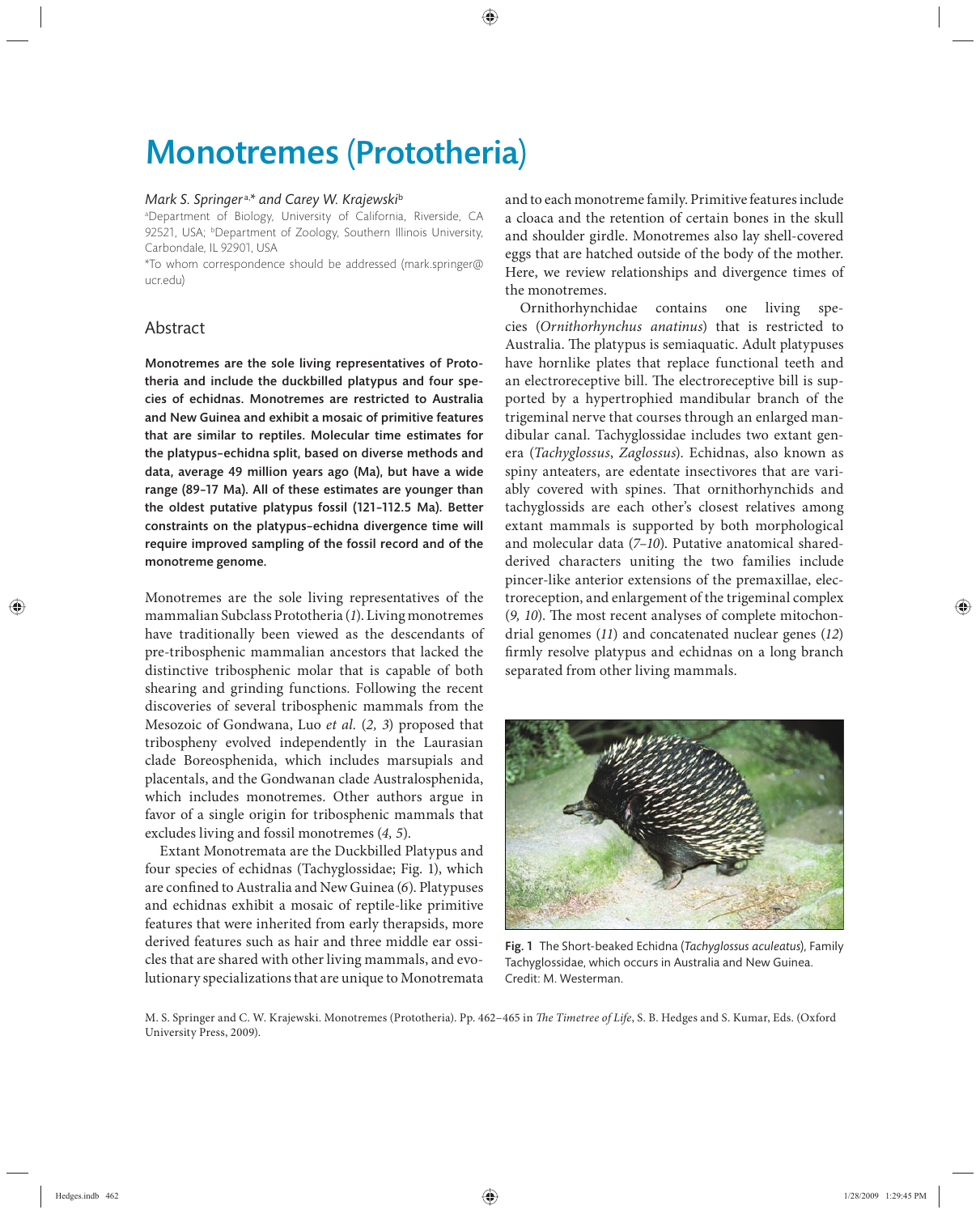# Monotremes (Prototheria)

*Mark S. Springer*[a,*] *and Carey W. Krajewski*[b]

[a]Department of Biology, University of California, Riverside, CA 92521, USA; [b]Department of Zoology, Southern Illinois University, Carbondale, IL 92901, USA

*To whom correspondence should be addressed (mark.springer@ucr.edu)

## Abstract

**Monotremes are the sole living representatives of Prototheria and include the duckbilled platypus and four species of echidnas. Monotremes are restricted to Australia and New Guinea and exhibit a mosaic of primitive features that are similar to reptiles. Molecular time estimates for the platypus–echidna split, based on diverse methods and data, average 49 million years ago (Ma), but have a wide range (89–17 Ma). All of these estimates are younger than the oldest putative platypus fossil (121–112.5 Ma). Better constraints on the platypus–echidna divergence time will require improved sampling of the fossil record and of the monotreme genome.**

Monotremes are the sole living representatives of the mammalian Subclass Prototheria (*1*). Living monotremes have traditionally been viewed as the descendants of pre-tribosphenic mammalian ancestors that lacked the distinctive tribosphenic molar that is capable of both shearing and grinding functions. Following the recent discoveries of several tribosphenic mammals from the Mesozoic of Gondwana, Luo *et al.* (*2, 3*) proposed that tribospheny evolved independently in the Laurasian clade Boreosphenida, which includes marsupials and placentals, and the Gondwanan clade Australosphenida, which includes monotremes. Other authors argue in favor of a single origin for tribosphenic mammals that excludes living and fossil monotremes (*4, 5*).

Extant Monotremata are the Duckbilled Platypus and four species of echidnas (Tachyglossidae; Fig. 1), which are confined to Australia and New Guinea (*6*). Platypuses and echidnas exhibit a mosaic of reptile-like primitive features that were inherited from early therapsids, more derived features such as hair and three middle ear ossicles that are shared with other living mammals, and evolutionary specializations that are unique to Monotremata and to each monotreme family. Primitive features include a cloaca and the retention of certain bones in the skull and shoulder girdle. Monotremes also lay shell-covered eggs that are hatched outside of the body of the mother. Here, we review relationships and divergence times of the monotremes.

Ornithorhynchidae contains one living species (*Ornithorhynchus anatinus*) that is restricted to Australia. The platypus is semiaquatic. Adult platypuses have hornlike plates that replace functional teeth and an electroreceptive bill. The electroreceptive bill is supported by a hypertrophied mandibular branch of the trigeminal nerve that courses through an enlarged mandibular canal. Tachyglossidae includes two extant genera (*Tachyglossus*, *Zaglossus*). Echidnas, also known as spiny anteaters, are edentate insectivores that are variably covered with spines. That ornithorhynchids and tachyglossids are each other's closest relatives among extant mammals is supported by both morphological and molecular data (*7–10*). Putative anatomical shared-derived characters uniting the two families include pincer-like anterior extensions of the premaxillae, electroreception, and enlargement of the trigeminal complex (*9, 10*). The most recent analyses of complete mitochondrial genomes (*11*) and concatenated nuclear genes (*12*) firmly resolve platypus and echidnas on a long branch separated from other living mammals.

**Fig. 1** The Short-beaked Echidna (*Tachyglossus aculeatus*), Family Tachyglossidae, which occurs in Australia and New Guinea. Credit: M. Westerman.

M. S. Springer and C. W. Krajewski. Monotremes (Prototheria). Pp. 462–465 in *The Timetree of Life*, S. B. Hedges and S. Kumar, Eds. (Oxford University Press, 2009).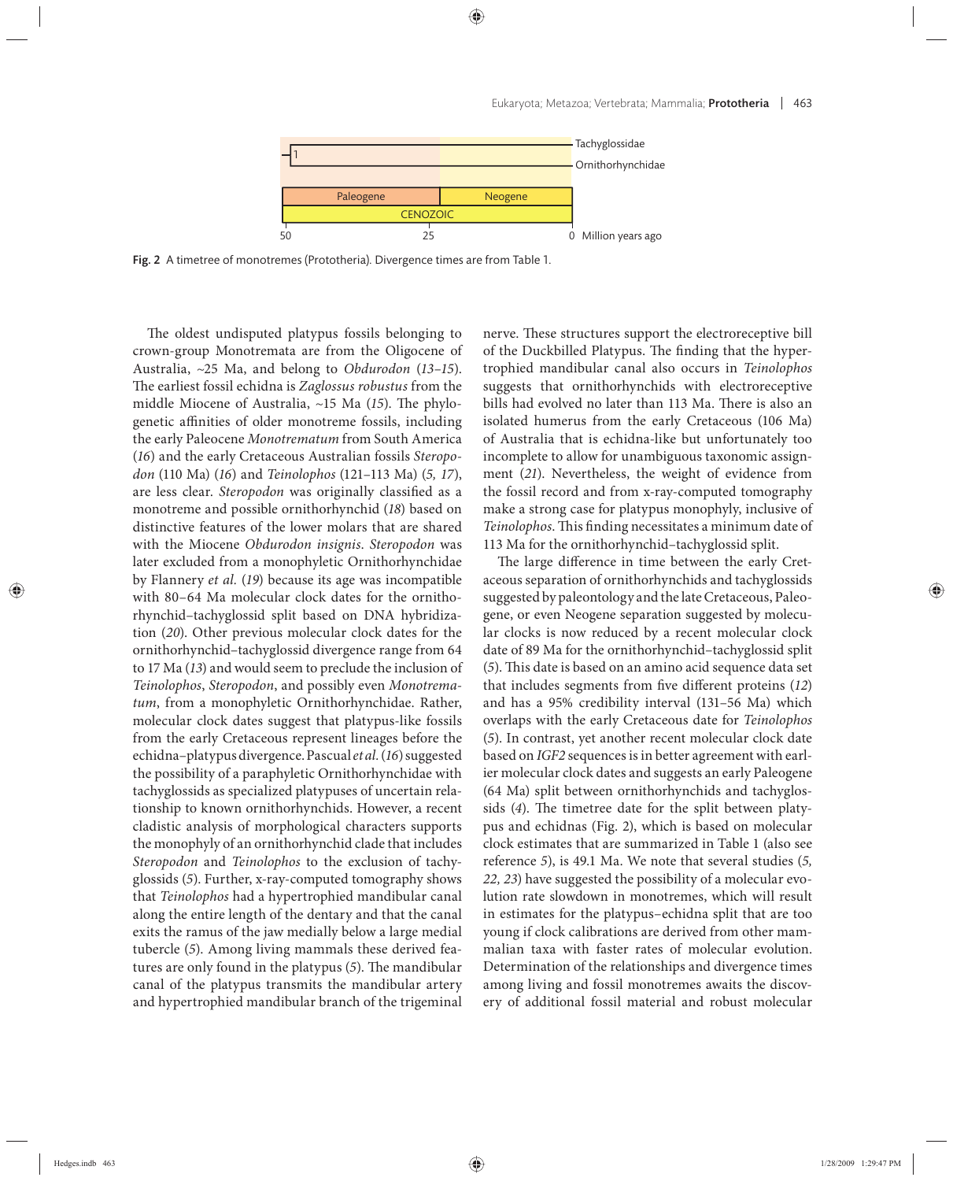Fig. 2 A timetree of monotremes (Prototheria). Divergence times are from Table 1.

The oldest undisputed platypus fossils belonging to crown-group Monotremata are from the Oligocene of Australia, ~25 Ma, and belong to *Obdurodon* (*13–15*). The earliest fossil echidna is *Zaglossus robustus* from the middle Miocene of Australia, ~15 Ma (*15*). The phylogenetic affinities of older monotreme fossils, including the early Paleocene *Monotrematum* from South America (*16*) and the early Cretaceous Australian fossils *Steropodon* (110 Ma) (*16*) and *Teinolophos* (121–113 Ma) (*5, 17*), are less clear. *Steropodon* was originally classified as a monotreme and possible ornithorhynchid (*18*) based on distinctive features of the lower molars that are shared with the Miocene *Obdurodon insignis*. *Steropodon* was later excluded from a monophyletic Ornithorhynchidae by Flannery *et al.* (*19*) because its age was incompatible with 80–64 Ma molecular clock dates for the ornithorhynchid–tachyglossid split based on DNA hybridization (*20*). Other previous molecular clock dates for the ornithorhynchid–tachyglossid divergence range from 64 to 17 Ma (*13*) and would seem to preclude the inclusion of *Teinolophos*, *Steropodon*, and possibly even *Monotrematum*, from a monophyletic Ornithorhynchidae. Rather, molecular clock dates suggest that platypus-like fossils from the early Cretaceous represent lineages before the echidna–platypus divergence. Pascual *et al.* (*16*) suggested the possibility of a paraphyletic Ornithorhynchidae with tachyglossids as specialized platypuses of uncertain relationship to known ornithorhynchids. However, a recent cladistic analysis of morphological characters supports the monophyly of an ornithorhynchid clade that includes *Steropodon* and *Teinolophos* to the exclusion of tachyglossids (*5*). Further, x-ray-computed tomography shows that *Teinolophos* had a hypertrophied mandibular canal along the entire length of the dentary and that the canal exits the ramus of the jaw medially below a large medial tubercle (*5*). Among living mammals these derived features are only found in the platypus (*5*). The mandibular canal of the platypus transmits the mandibular artery and hypertrophied mandibular branch of the trigeminal nerve. These structures support the electroreceptive bill of the Duckbilled Platypus. The finding that the hypertrophied mandibular canal also occurs in *Teinolophos* suggests that ornithorhynchids with electroreceptive bills had evolved no later than 113 Ma. There is also an isolated humerus from the early Cretaceous (106 Ma) of Australia that is echidna-like but unfortunately too incomplete to allow for unambiguous taxonomic assignment (*21*). Nevertheless, the weight of evidence from the fossil record and from x-ray-computed tomography make a strong case for platypus monophyly, inclusive of *Teinolophos*. This finding necessitates a minimum date of 113 Ma for the ornithorhynchid–tachyglossid split.

The large difference in time between the early Cretaceous separation of ornithorhynchids and tachyglossids suggested by paleontology and the late Cretaceous, Paleogene, or even Neogene separation suggested by molecular clocks is now reduced by a recent molecular clock date of 89 Ma for the ornithorhynchid–tachyglossid split (*5*). This date is based on an amino acid sequence data set that includes segments from five different proteins (*12*) and has a 95% credibility interval (131–56 Ma) which overlaps with the early Cretaceous date for *Teinolophos* (*5*). In contrast, yet another recent molecular clock date based on *IGF2* sequences is in better agreement with earlier molecular clock dates and suggests an early Paleogene (64 Ma) split between ornithorhynchids and tachyglossids (*4*). The timetree date for the split between platypus and echidnas (Fig. 2), which is based on molecular clock estimates that are summarized in Table 1 (also see reference *5*), is 49.1 Ma. We note that several studies (*5, 22, 23*) have suggested the possibility of a molecular evolution rate slowdown in monotremes, which will result in estimates for the platypus–echidna split that are too young if clock calibrations are derived from other mammalian taxa with faster rates of molecular evolution. Determination of the relationships and divergence times among living and fossil monotremes awaits the discovery of additional fossil material and robust molecular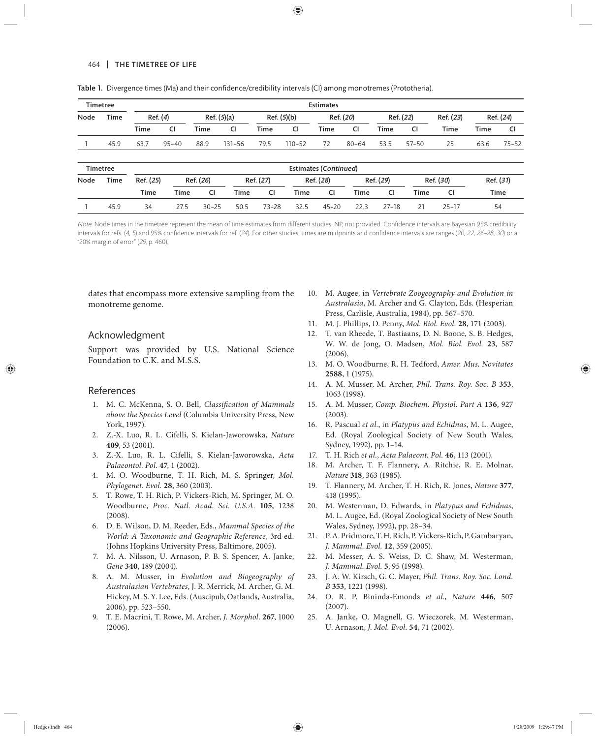**Table 1.** Divergence times (Ma) and their confidence/credibility intervals (CI) among monotremes (Prototheria).

| Timetree | | Estimates | | | | | | | | | | | | |
|---|---|---|---|---|---|---|---|---|---|---|---|---|---|---|
| Node | Time | Ref. (*4*) | | Ref. (*5*)(a) | | Ref. (*5*)(b) | | Ref. (*20*) | | Ref. (*22*) | | Ref. (*23*) | Ref. (*24*) | |
| | | Time | CI | Time | CI | Time | CI | Time | CI | Time | CI | Time | Time | CI |
| 1 | 45.9 | 63.7 | 95–40 | 88.9 | 131–56 | 79.5 | 110–52 | 72 | 80–64 | 53.5 | 57–50 | 25 | 63.6 | 75–52 |

| Timetree | | Estimates (*Continued*) | | | | | | | | | | | |
|---|---|---|---|---|---|---|---|---|---|---|---|---|---|
| Node | Time | Ref. (*25*) | Ref. (*26*) | | Ref. (*27*) | | Ref. (*28*) | | Ref. (*29*) | | Ref. (*30*) | | Ref. (*31*) |
| | | Time | Time | CI | Time | CI | Time | CI | Time | CI | Time | CI | Time |
| 1 | 45.9 | 34 | 27.5 | 30–25 | 50.5 | 73–28 | 32.5 | 45–20 | 22.3 | 27–18 | 21 | 25–17 | 54 |

*Note*: Node times in the timetree represent the mean of time estimates from different studies. NP, not provided. Confidence intervals are Bayesian 95% credibility intervals for refs. (*4*, *5*) and 95% confidence intervals for ref. (*24*). For other studies, times are midpoints and confidence intervals are ranges (*20*, *22*, *26–28*, *30*) or a "20% margin of error" (*29*, p. 460).

dates that encompass more extensive sampling from the monotreme genome.

## Acknowledgment

Support was provided by U.S. National Science Foundation to C.K. and M.S.S.

## References

1. M. C. McKenna, S. O. Bell, *Classification of Mammals above the Species Level* (Columbia University Press, New York, 1997).
2. Z.-X. Luo, R. L. Cifelli, S. Kielan-Jaworowska, *Nature* **409**, 53 (2001).
3. Z.-X. Luo, R. L. Cifelli, S. Kielan-Jaworowska, *Acta Palaeontol. Pol.* **47**, 1 (2002).
4. M. O. Woodburne, T. H. Rich, M. S. Springer, *Mol. Phylogenet. Evol.* **28**, 360 (2003).
5. T. Rowe, T. H. Rich, P. Vickers-Rich, M. Springer, M. O. Woodburne, *Proc. Natl. Acad. Sci. U.S.A.* **105**, 1238 (2008).
6. D. E. Wilson, D. M. Reeder, Eds., *Mammal Species of the World: A Taxonomic and Geographic Reference*, 3rd ed. (Johns Hopkins University Press, Baltimore, 2005).
7. M. A. Nilsson, U. Arnason, P. B. S. Spencer, A. Janke, *Gene* **340**, 189 (2004).
8. A. M. Musser, in *Evolution and Biogeography of Australasian Vertebrates*, J. R. Merrick, M. Archer, G. M. Hickey, M. S. Y. Lee, Eds. (Auscipub, Oatlands, Australia, 2006), pp. 523–550.
9. T. E. Macrini, T. Rowe, M. Archer, *J. Morphol.* **267**, 1000 (2006).
10. M. Augee, in *Vertebrate Zoogeography and Evolution in Australasia*, M. Archer and G. Clayton, Eds. (Hesperian Press, Carlisle, Australia, 1984), pp. 567–570.
11. M. J. Phillips, D. Penny, *Mol. Biol. Evol.* **28**, 171 (2003).
12. T. van Rheede, T. Bastiaans, D. N. Boone, S. B. Hedges, W. W. de Jong, O. Madsen, *Mol. Biol. Evol.* **23**, 587 (2006).
13. M. O. Woodburne, R. H. Tedford, *Amer. Mus. Novitates* **2588**, 1 (1975).
14. A. M. Musser, M. Archer, *Phil. Trans. Roy. Soc. B* **353**, 1063 (1998).
15. A. M. Musser, *Comp. Biochem. Physiol. Part A* **136**, 927 (2003).
16. R. Pascual *et al.*, in *Platypus and Echidnas*, M. L. Augee, Ed. (Royal Zoological Society of New South Wales, Sydney, 1992), pp. 1–14.
17. T. H. Rich *et al.*, *Acta Palaeont. Pol.* **46**, 113 (2001).
18. M. Archer, T. F. Flannery, A. Ritchie, R. E. Molnar, *Nature* **318**, 363 (1985).
19. T. Flannery, M. Archer, T. H. Rich, R. Jones, *Nature* **377**, 418 (1995).
20. M. Westerman, D. Edwards, in *Platypus and Echidnas*, M. L. Augee, Ed. (Royal Zoological Society of New South Wales, Sydney, 1992), pp. 28–34.
21. P. A. Pridmore, T. H. Rich, P. Vickers-Rich, P. Gambaryan, *J. Mammal. Evol.* **12**, 359 (2005).
22. M. Messer, A. S. Weiss, D. C. Shaw, M. Westerman, *J. Mammal. Evol.* **5**, 95 (1998).
23. J. A. W. Kirsch, G. C. Mayer, *Phil. Trans. Roy. Soc. Lond. B* **353**, 1221 (1998).
24. O. R. P. Bininda-Emonds *et al.*, *Nature* **446**, 507 (2007).
25. A. Janke, O. Magnell, G. Wieczorek, M. Westerman, U. Arnason, *J. Mol. Evol.* **54**, 71 (2002).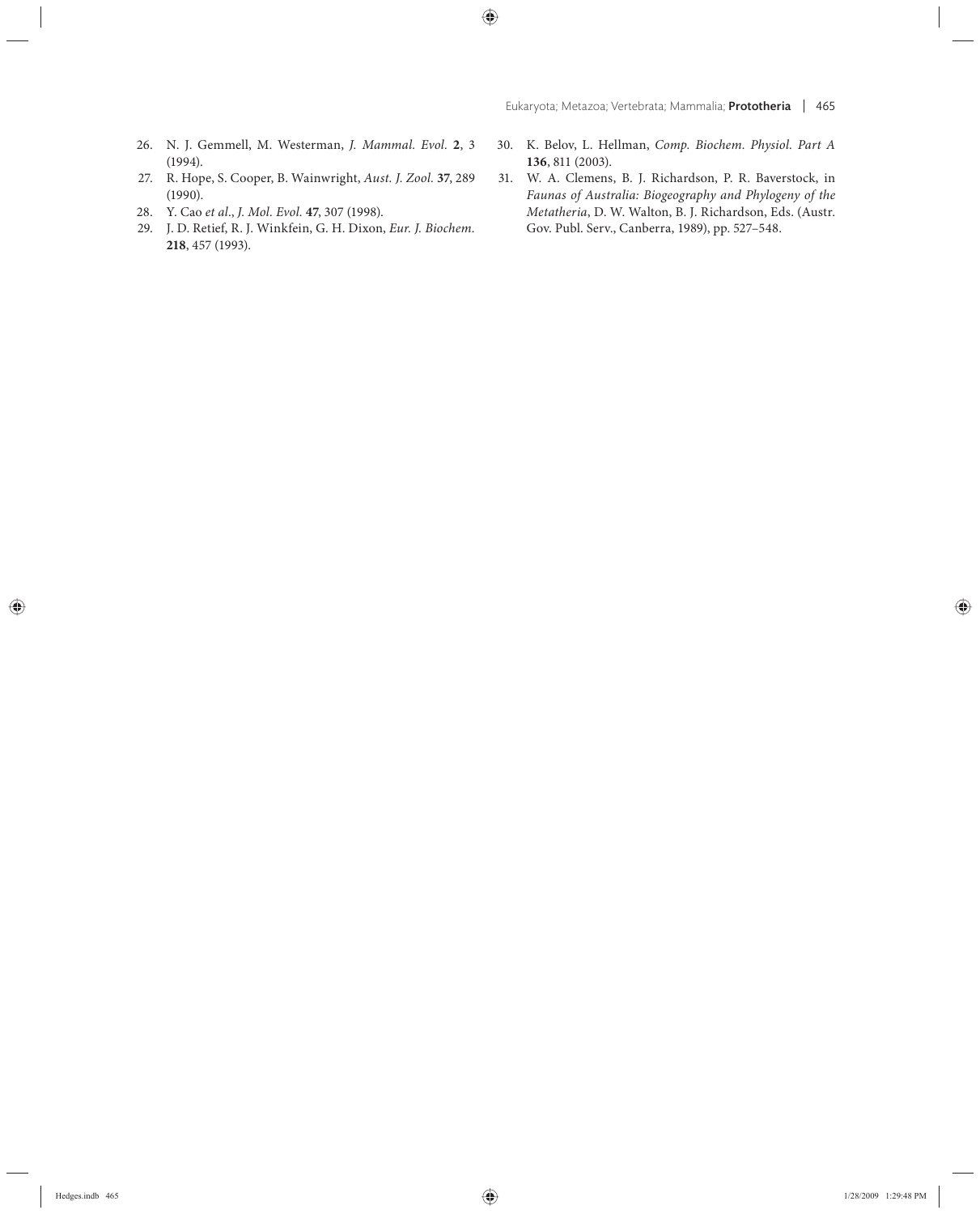26. N. J. Gemmell, M. Westerman, *J. Mammal. Evol.* **2**, 3 (1994).
27. R. Hope, S. Cooper, B. Wainwright, *Aust. J. Zool.* **37**, 289 (1990).
28. Y. Cao *et al.*, *J. Mol. Evol.* **47**, 307 (1998).
29. J. D. Retief, R. J. Winkfein, G. H. Dixon, *Eur. J. Biochem.* **218**, 457 (1993).
30. K. Belov, L. Hellman, *Comp. Biochem. Physiol. Part A* **136**, 811 (2003).
31. W. A. Clemens, B. J. Richardson, P. R. Baverstock, in *Faunas of Australia: Biogeography and Phylogeny of the Metatheria*, D. W. Walton, B. J. Richardson, Eds. (Austr. Gov. Publ. Serv., Canberra, 1989), pp. 527–548.